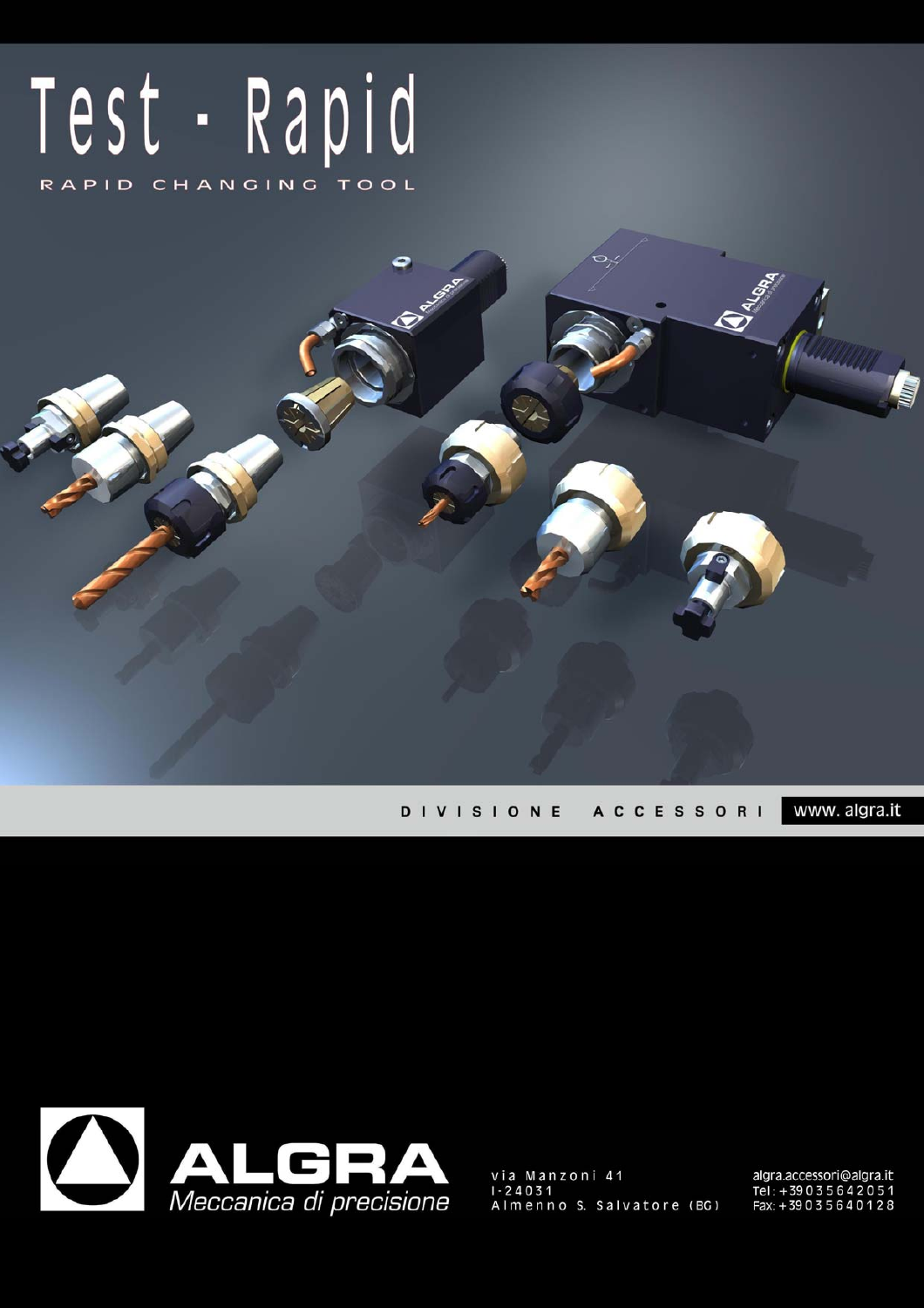# Test - Rapid

RAPID CHANGING TOOL

DIVISIONE ACCESSORI

www.algra.it

**ALGRA**
*Meccanica di precisione*

via Manzoni 41
I-24031
Almenno S. Salvatore (BG)

algra.accessori@algra.it
Tel: +39035642051
Fax: +39035640128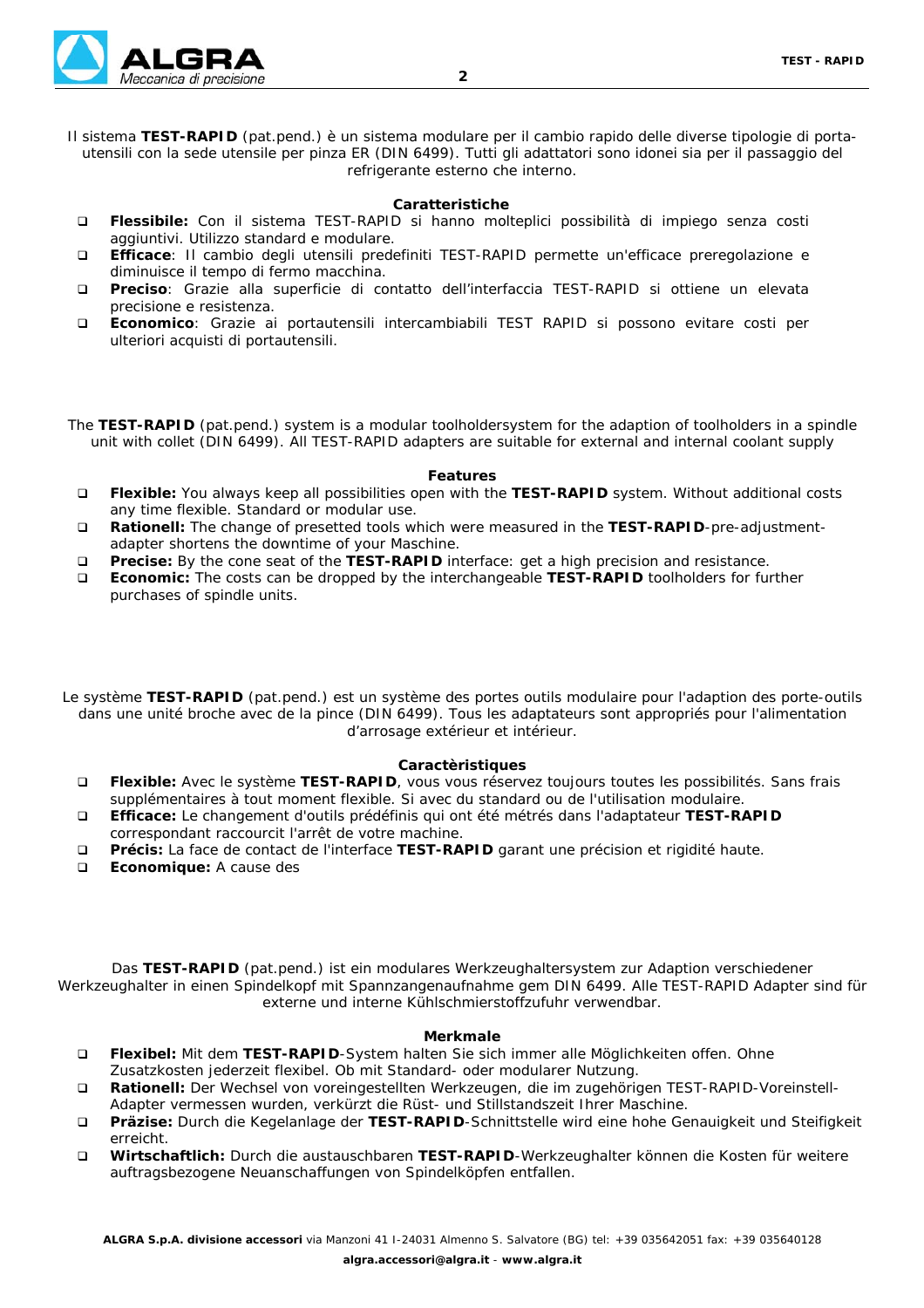Il sistema **TEST-RAPID** (pat.pend.) è un sistema modulare per il cambio rapido delle diverse tipologie di porta-utensili con la sede utensile per pinza ER (DIN 6499). Tutti gli adattatori sono idonei sia per il passaggio del refrigerante esterno che interno.

**Caratteristiche**

- **Flessibile:** Con il sistema TEST-RAPID si hanno molteplici possibilità di impiego senza costi aggiuntivi. Utilizzo standard e modulare.
- **Efficace**: Il cambio degli utensili predefiniti TEST-RAPID permette un'efficace preregolazione e diminuisce il tempo di fermo macchina.
- **Preciso**: Grazie alla superficie di contatto dell'interfaccia TEST-RAPID si ottiene un elevata precisione e resistenza.
- **Economico**: Grazie ai portautensili intercambiabili TEST RAPID si possono evitare costi per ulteriori acquisti di portautensili.

The **TEST-RAPID** (pat.pend.) system is a modular toolholdersystem for the adaption of toolholders in a spindle unit with collet (DIN 6499). All TEST-RAPID adapters are suitable for external and internal coolant supply

**Features**

- **Flexible:** You always keep all possibilities open with the **TEST-RAPID** system. Without additional costs any time flexible. Standard or modular use.
- **Rationell:** The change of presetted tools which were measured in the **TEST-RAPID**-pre-adjustment-adapter shortens the downtime of your Maschine.
- **Precise:** By the cone seat of the **TEST-RAPID** interface: get a high precision and resistance.
- **Economic:** The costs can be dropped by the interchangeable **TEST-RAPID** toolholders for further purchases of spindle units.

Le système **TEST-RAPID** (pat.pend.) est un système des portes outils modulaire pour l'adaption des porte-outils dans une unité broche avec de la pince (DIN 6499). Tous les adaptateurs sont appropriés pour l'alimentation d'arrosage extérieur et intérieur.

**Caractèristiques**

- **Flexible:** Avec le système **TEST-RAPID**, vous vous réservez toujours toutes les possibilités. Sans frais supplémentaires à tout moment flexible. Si avec du standard ou de l'utilisation modulaire.
- **Efficace:** Le changement d'outils prédéfinis qui ont été métrés dans l'adaptateur **TEST-RAPID** correspondant raccourcit l'arrêt de votre machine.
- **Précis:** La face de contact de l'interface **TEST-RAPID** garant une précision et rigidité haute.
- **Economique:** A cause des

Das **TEST-RAPID** (pat.pend.) ist ein modulares Werkzeughaltersystem zur Adaption verschiedener Werkzeughalter in einen Spindelkopf mit Spannzangenaufnahme gem DIN 6499. Alle TEST-RAPID Adapter sind für externe und interne Kühlschmierstoffzufuhr verwendbar.

**Merkmale**

- **Flexibel:** Mit dem **TEST-RAPID**-System halten Sie sich immer alle Möglichkeiten offen. Ohne Zusatzkosten jederzeit flexibel. Ob mit Standard- oder modularer Nutzung.
- **Rationell:** Der Wechsel von voreingestellten Werkzeugen, die im zugehörigen TEST-RAPID-Voreinstell-Adapter vermessen wurden, verkürzt die Rüst- und Stillstandszeit Ihrer Maschine.
- **Präzise:** Durch die Kegelanlage der **TEST-RAPID**-Schnittstelle wird eine hohe Genauigkeit und Steifigkeit erreicht.
- **Wirtschaftlich:** Durch die austauschbaren **TEST-RAPID**-Werkzeughalter können die Kosten für weitere auftragsbezogene Neuanschaffungen von Spindelköpfen entfallen.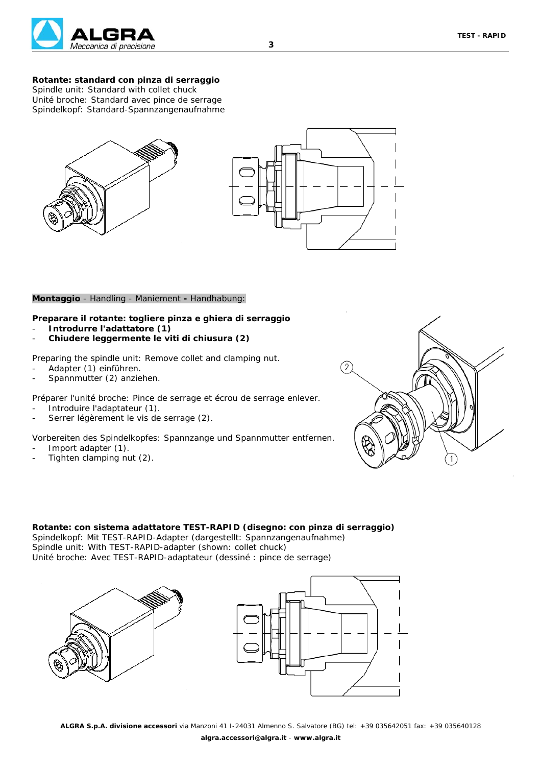**Rotante: standard con pinza di serraggio**
Spindle unit: Standard with collet chuck
Unité broche: Standard avec pince de serrage
Spindelkopf: Standard-Spannzangenaufnahme

**Montaggio** - Handling - Maniement **-** Handhabung:

**Preparare il rotante: togliere pinza e ghiera di serraggio**
- **Introdurre l'adattatore (1)**
- **Chiudere leggermente le viti di chiusura (2)**

Preparing the spindle unit: Remove collet and clamping nut.
- Adapter (1) einführen.
- Spannmutter (2) anziehen.

Préparer l'unité broche: Pince de serrage et écrou de serrage enlever.
- Introduire l'adaptateur (1).
- Serrer légèrement le vis de serrage (2).

Vorbereiten des Spindelkopfes: Spannzange und Spannmutter entfernen.
- Import adapter (1).
- Tighten clamping nut (2).

**Rotante: con sistema adattatore TEST-RAPID (disegno: con pinza di serraggio)**
Spindelkopf: Mit TEST-RAPID-Adapter (dargestellt: Spannzangenaufnahme)
Spindle unit: With TEST-RAPID-adapter (shown: collet chuck)
Unité broche: Avec TEST-RAPID-adaptateur (dessiné : pince de serrage)

**ALGRA S.p.A. divisione accessori** via Manzoni 41 I-24031 Almenno S. Salvatore (BG) tel: +39 035642051 fax: +39 035640128
**algra.accessori@algra.it** - **www.algra.it**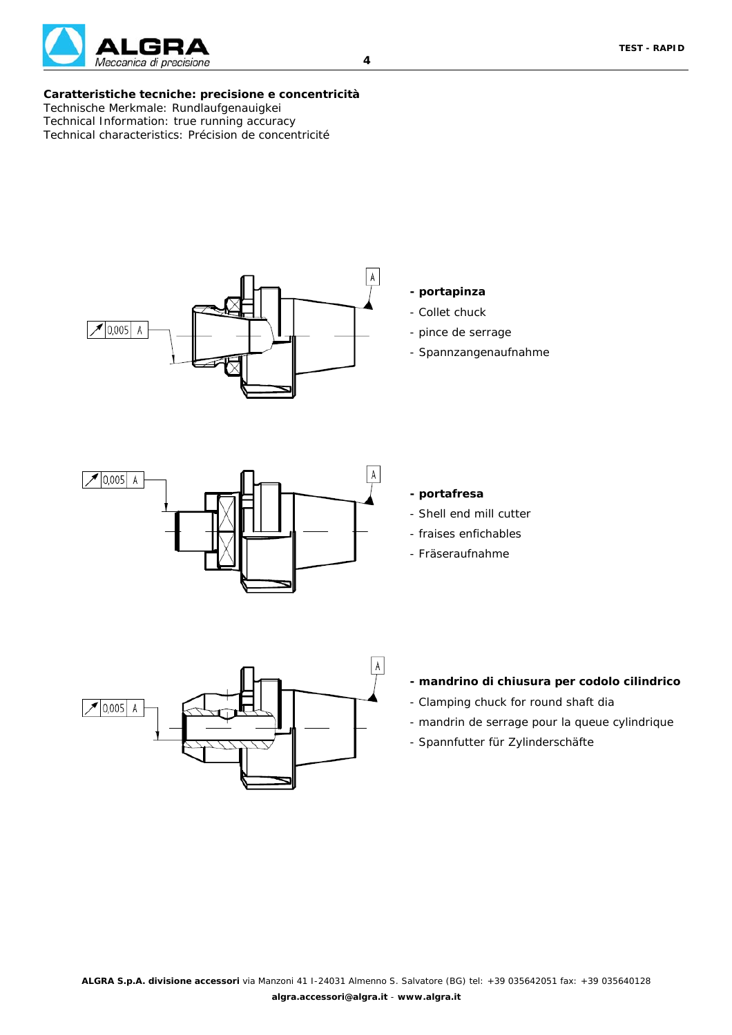**Caratteristiche tecniche: precisione e concentricità**
Technische Merkmale: Rundlaufgenauigkei
Technical Information: true running accuracy
Technical characteristics: Précision de concentricité

0,005 A

A

**- portapinza**
- Collet chuck
- pince de serrage
- Spannzangenaufnahme

0,005 A

A

**- portafresa**
- Shell end mill cutter
- fraises enfichables
- Fräseraufnahme

0,005 A

A

**- mandrino di chiusura per codolo cilindrico**
- Clamping chuck for round shaft dia
- mandrin de serrage pour la queue cylindrique
- Spannfutter für Zylinderschäfte

**ALGRA S.p.A. divisione accessori** via Manzoni 41 I-24031 Almenno S. Salvatore (BG) tel: +39 035642051 fax: +39 035640128
**algra.accessori@algra.it** - **www.algra.it**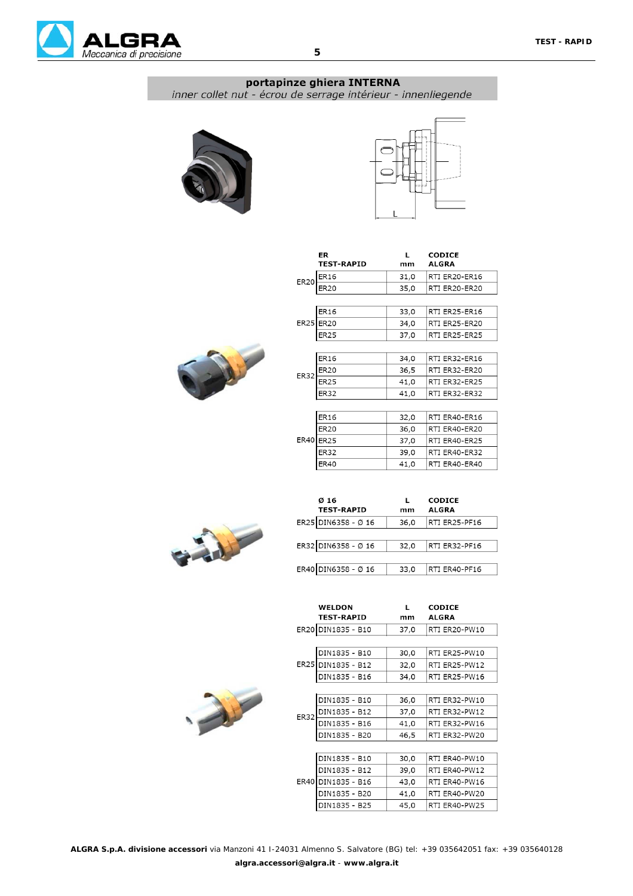## portapinze ghiera INTERNA

*inner collet nut - écrou de serrage intérieur - innenliegende*

| | ER TEST-RAPID | L mm | CODICE ALGRA |
|---|---|---|---|
| ER20 | ER16 | 31,0 | RTI ER20-ER16 |
| | ER20 | 35,0 | RTI ER20-ER20 |
| ER25 | ER16 | 33,0 | RTI ER25-ER16 |
| | ER20 | 34,0 | RTI ER25-ER20 |
| | ER25 | 37,0 | RTI ER25-ER25 |
| ER32 | ER16 | 34,0 | RTI ER32-ER16 |
| | ER20 | 36,5 | RTI ER32-ER20 |
| | ER25 | 41,0 | RTI ER32-ER25 |
| | ER32 | 41,0 | RTI ER32-ER32 |
| ER40 | ER16 | 32,0 | RTI ER40-ER16 |
| | ER20 | 36,0 | RTI ER40-ER20 |
| | ER25 | 37,0 | RTI ER40-ER25 |
| | ER32 | 39,0 | RTI ER40-ER32 |
| | ER40 | 41,0 | RTI ER40-ER40 |

| | Ø 16 TEST-RAPID | L mm | CODICE ALGRA |
|---|---|---|---|
| ER25 | DIN6358 - Ø 16 | 36,0 | RTI ER25-PF16 |
| ER32 | DIN6358 - Ø 16 | 32,0 | RTI ER32-PF16 |
| ER40 | DIN6358 - Ø 16 | 33,0 | RTI ER40-PF16 |

| | WELDON TEST-RAPID | L mm | CODICE ALGRA |
|---|---|---|---|
| ER20 | DIN1835 - B10 | 37,0 | RTI ER20-PW10 |
| ER25 | DIN1835 - B10 | 30,0 | RTI ER25-PW10 |
| | DIN1835 - B12 | 32,0 | RTI ER25-PW12 |
| | DIN1835 - B16 | 34,0 | RTI ER25-PW16 |
| ER32 | DIN1835 - B10 | 36,0 | RTI ER32-PW10 |
| | DIN1835 - B12 | 37,0 | RTI ER32-PW12 |
| | DIN1835 - B16 | 41,0 | RTI ER32-PW16 |
| | DIN1835 - B20 | 46,5 | RTI ER32-PW20 |
| ER40 | DIN1835 - B10 | 30,0 | RTI ER40-PW10 |
| | DIN1835 - B12 | 39,0 | RTI ER40-PW12 |
| | DIN1835 - B16 | 43,0 | RTI ER40-PW16 |
| | DIN1835 - B20 | 41,0 | RTI ER40-PW20 |
| | DIN1835 - B25 | 45,0 | RTI ER40-PW25 |

**ALGRA S.p.A. divisione accessori** via Manzoni 41 I-24031 Almenno S. Salvatore (BG) tel: +39 035642051 fax: +39 035640128
**algra.accessori@algra.it** - **www.algra.it**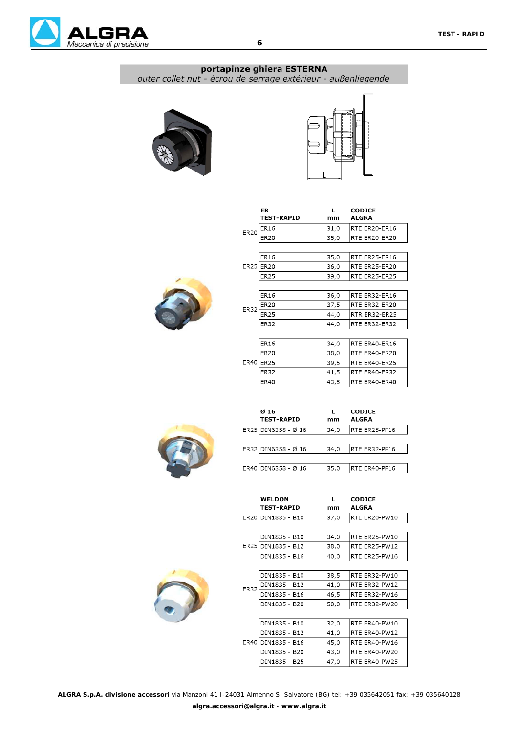## portapinze ghiera ESTERNA

*outer collet nut - écrou de serrage extérieur - außenliegende*

L

| | ER TEST-RAPID | L mm | CODICE ALGRA |
|---|---|---|---|
| ER20 | ER16 | 31,0 | RTE ER20-ER16 |
| | ER20 | 35,0 | RTE ER20-ER20 |
| ER25 | ER16 | 35,0 | RTE ER25-ER16 |
| | ER20 | 36,0 | RTE ER25-ER20 |
| | ER25 | 39,0 | RTE ER25-ER25 |
| ER32 | ER16 | 36,0 | RTE ER32-ER16 |
| | ER20 | 37,5 | RTE ER32-ER20 |
| | ER25 | 44,0 | RTR ER32-ER25 |
| | ER32 | 44,0 | RTE ER32-ER32 |
| ER40 | ER16 | 34,0 | RTE ER40-ER16 |
| | ER20 | 38,0 | RTE ER40-ER20 |
| | ER25 | 39,5 | RTE ER40-ER25 |
| | ER32 | 41,5 | RTE ER40-ER32 |
| | ER40 | 43,5 | RTE ER40-ER40 |

| | Ø 16 TEST-RAPID | L mm | CODICE ALGRA |
|---|---|---|---|
| ER25 | DIN6358 - Ø 16 | 34,0 | RTE ER25-PF16 |
| ER32 | DIN6358 - Ø 16 | 34,0 | RTE ER32-PF16 |
| ER40 | DIN6358 - Ø 16 | 35,0 | RTE ER40-PF16 |

| | WELDON TEST-RAPID | L mm | CODICE ALGRA |
|---|---|---|---|
| ER20 | DIN1835 - B10 | 37,0 | RTE ER20-PW10 |
| ER25 | DIN1835 - B10 | 34,0 | RTE ER25-PW10 |
| | DIN1835 - B12 | 38,0 | RTE ER25-PW12 |
| | DIN1835 - B16 | 40,0 | RTE ER25-PW16 |
| ER32 | DIN1835 - B10 | 38,5 | RTE ER32-PW10 |
| | DIN1835 - B12 | 41,0 | RTE ER32-PW12 |
| | DIN1835 - B16 | 46,5 | RTE ER32-PW16 |
| | DIN1835 - B20 | 50,0 | RTE ER32-PW20 |
| ER40 | DIN1835 - B10 | 32,0 | RTE ER40-PW10 |
| | DIN1835 - B12 | 41,0 | RTE ER40-PW12 |
| | DIN1835 - B16 | 45,0 | RTE ER40-PW16 |
| | DIN1835 - B20 | 43,0 | RTE ER40-PW20 |
| | DIN1835 - B25 | 47,0 | RTE ER40-PW25 |

**ALGRA S.p.A. divisione accessori** via Manzoni 41 I-24031 Almenno S. Salvatore (BG) tel: +39 035642051 fax: +39 035640128
**algra.accessori@algra.it** - **www.algra.it**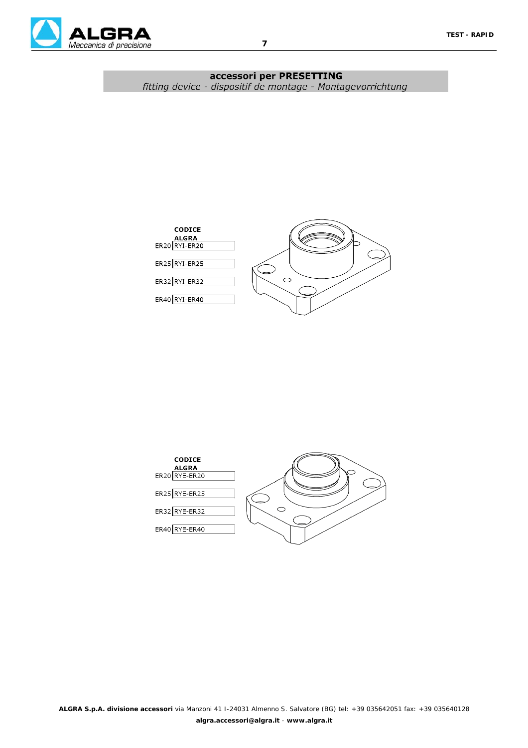## accessori per PRESETTING

*fitting device - dispositif de montage - Montagevorrichtung*

| | CODICE ALGRA |
|---|---|
| ER20 | RYI-ER20 |
| ER25 | RYI-ER25 |
| ER32 | RYI-ER32 |
| ER40 | RYI-ER40 |

| | CODICE ALGRA |
|---|---|
| ER20 | RYE-ER20 |
| ER25 | RYE-ER25 |
| ER32 | RYE-ER32 |
| ER40 | RYE-ER40 |

**ALGRA S.p.A. divisione accessori** via Manzoni 41 I-24031 Almenno S. Salvatore (BG) tel: +39 035642051 fax: +39 035640128

**algra.accessori@algra.it** - **www.algra.it**